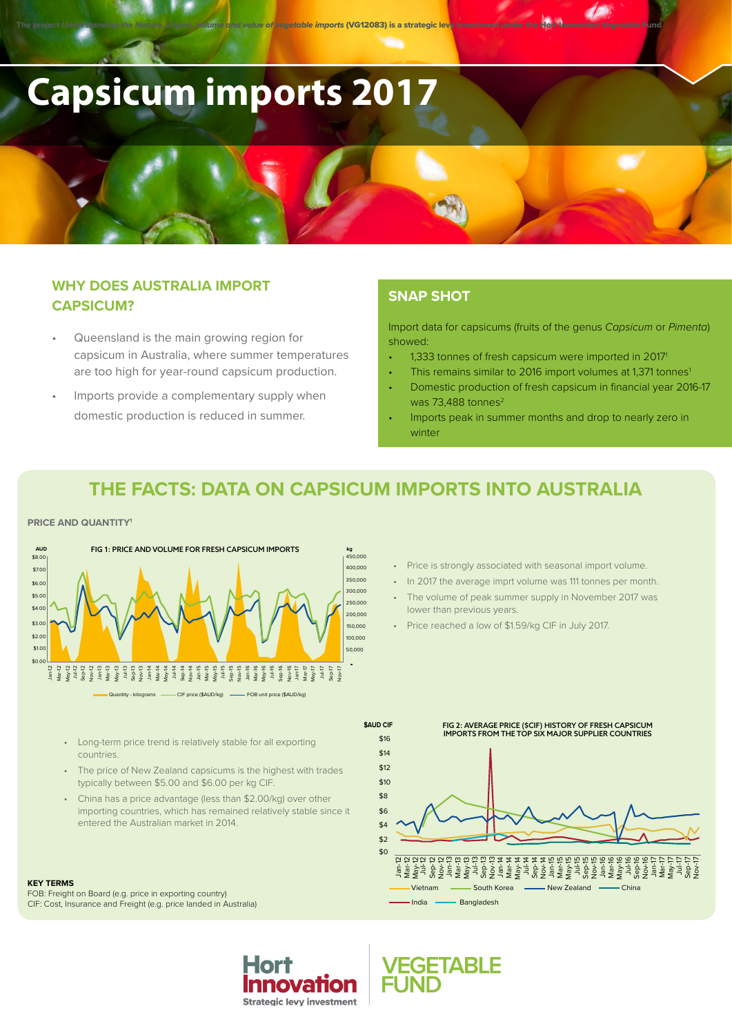The project *Understanding the Nature, origins, volume and value of vegetable imports* (VG12083) is a strategic levy investment under the Hort Innovation Vegetable Fund

# Capsicum imports 2017

## WHY DOES AUSTRALIA IMPORT CAPSICUM?

- Queensland is the main growing region for capsicum in Australia, where summer temperatures are too high for year-round capsicum production.
- Imports provide a complementary supply when domestic production is reduced in summer.

## SNAP SHOT

Import data for capsicums (fruits of the genus *Capsicum* or *Pimenta*) showed:

- 1,333 tonnes of fresh capsicum were imported in 2017[1]
- This remains similar to 2016 import volumes at 1,371 tonnes[1]
- Domestic production of fresh capsicum in financial year 2016-17 was 73,488 tonnes[2]
- Imports peak in summer months and drop to nearly zero in winter

## THE FACTS: DATA ON CAPSICUM IMPORTS INTO AUSTRALIA

### PRICE AND QUANTITY[1]

FIG 1: PRICE AND VOLUME FOR FRESH CAPSICUM IMPORTS

- Price is strongly associated with seasonal import volume.
- In 2017 the average imprt volume was 111 tonnes per month.
- The volume of peak summer supply in November 2017 was lower than previous years.
- Price reached a low of $1.59/kg CIF in July 2017.

FIG 2: AVERAGE PRICE ($CIF) HISTORY OF FRESH CAPSICUM IMPORTS FROM THE TOP SIX MAJOR SUPPLIER COUNTRIES

- Long-term price trend is relatively stable for all exporting countries.
- The price of New Zealand capsicums is the highest with trades typically between $5.00 and $6.00 per kg CIF.
- China has a price advantage (less than $2.00/kg) over other importing countries, which has remained relatively stable since it entered the Australian market in 2014.

**KEY TERMS**

FOB: Freight on Board (e.g. price in exporting country)
CIF: Cost, Insurance and Freight (e.g. price landed in Australia)

Hort Innovation — Strategic levy investment
VEGETABLE FUND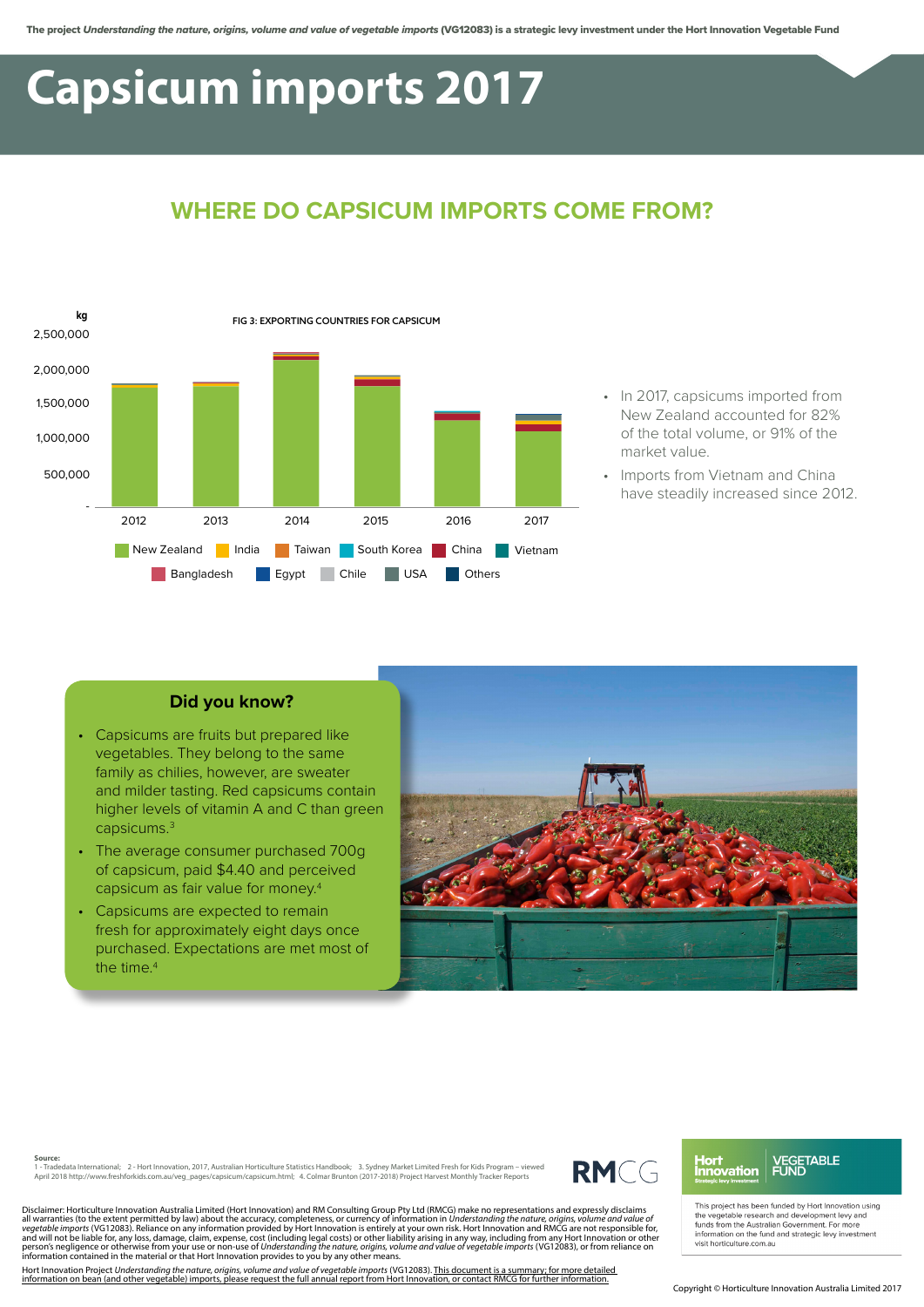The project *Understanding the nature, origins, volume and value of vegetable imports* (VG12083) is a strategic levy investment under the Hort Innovation Vegetable Fund

# Capsicum imports 2017

## WHERE DO CAPSICUM IMPORTS COME FROM?

FIG 3: EXPORTING COUNTRIES FOR CAPSICUM

kg

2,500,000
2,000,000
1,500,000
1,000,000
500,000
-

2012 2013 2014 2015 2016 2017

New Zealand, India, Taiwan, South Korea, China, Vietnam, Bangladesh, Egypt, Chile, USA, Others

- In 2017, capsicums imported from New Zealand accounted for 82% of the total volume, or 91% of the market value.
- Imports from Vietnam and China have steadily increased since 2012.

### Did you know?

- Capsicums are fruits but prepared like vegetables. They belong to the same family as chilies, however, are sweater and milder tasting. Red capsicums contain higher levels of vitamin A and C than green capsicums.[3]
- The average consumer purchased 700g of capsicum, paid $4.40 and perceived capsicum as fair value for money.[4]
- Capsicums are expected to remain fresh for approximately eight days once purchased. Expectations are met most of the time.[4]

**Source:**
1 - Tradedata International; 2 - Hort Innovation, 2017, Australian Horticulture Statistics Handbook; 3. Sydney Market Limited Fresh for Kids Program – viewed April 2018 http://www.freshforkids.com.au/veg_pages/capsicum/capsicum.html; 4. Colmar Brunton (2017-2018) Project Harvest Monthly Tracker Reports

RMCG

Hort Innovation Strategic levy investment | VEGETABLE FUND

This project has been funded by Hort Innovation using the vegetable research and development levy and funds from the Australian Government. For more information on the fund and strategic levy investment visit horticulture.com.au

Disclaimer: Horticulture Innovation Australia Limited (Hort Innovation) and RM Consulting Group Pty Ltd (RMCG) make no representations and expressly disclaims all warranties (to the extent permitted by law) about the accuracy, completeness, or currency of information in *Understanding the nature, origins, volume and value of vegetable imports* (VG12083). Reliance on any information provided by Hort Innovation is entirely at your own risk. Hort Innovation and RMCG are not responsible for, and will not be liable for, any loss, damage, claim, expense, cost (including legal costs) or other liability arising in any way, including from any Hort Innovation or other person's negligence or otherwise from your use or non-use of *Understanding the nature, origins, volume and value of vegetable imports* (VG12083), or from reliance on information contained in the material or that Hort Innovation provides to you by any other means.

Hort Innovation Project *Understanding the nature, origins, volume and value of vegetable imports* (VG12083). This document is a summary; for more detailed information on bean (and other vegetable) imports, please request the full annual report from Hort Innovation, or contact RMCG for further information.

Copyright © Horticulture Innovation Australia Limited 2017